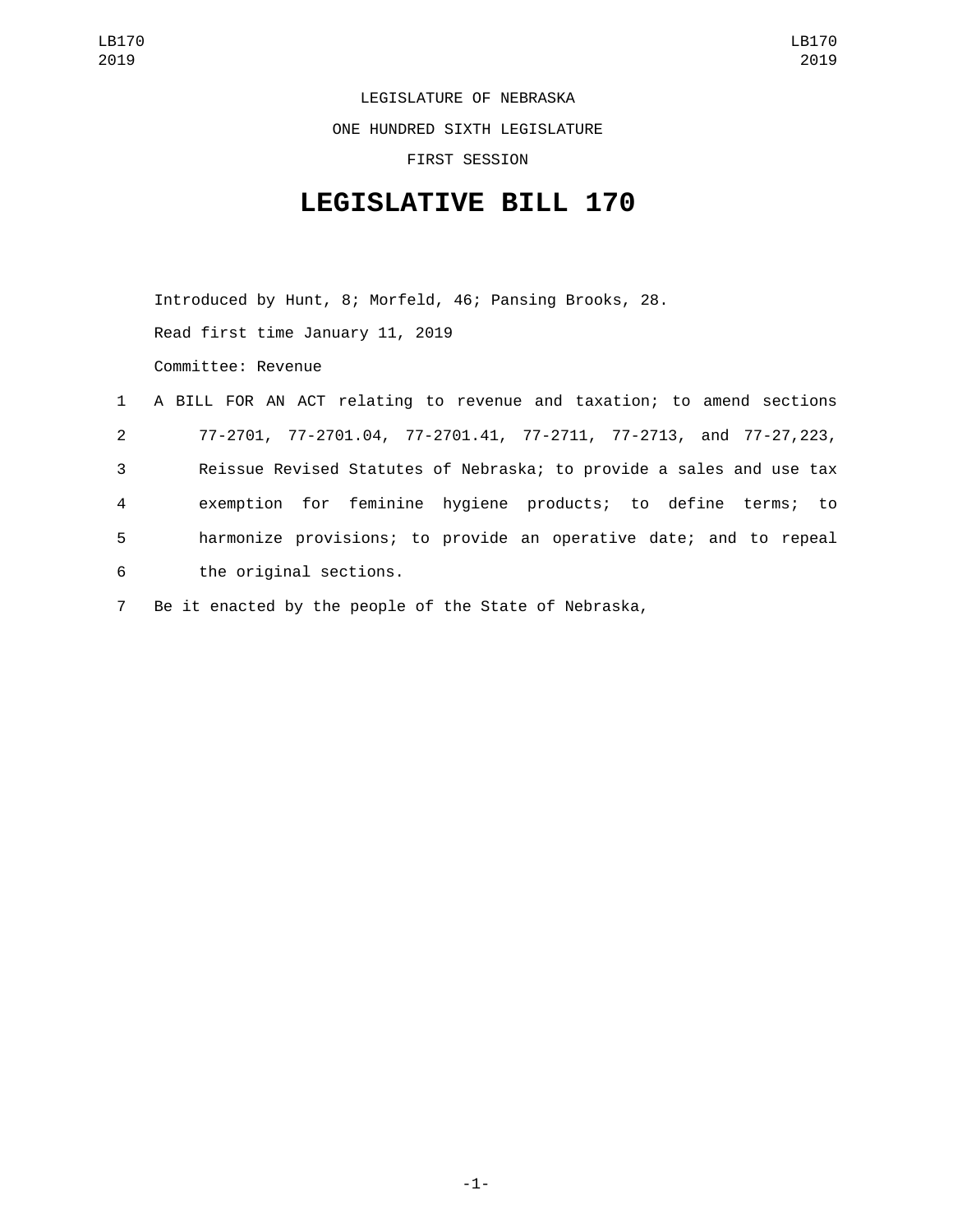LEGISLATURE OF NEBRASKA

ONE HUNDRED SIXTH LEGISLATURE

FIRST SESSION

# LEGISLATIVE BILL 170

Introduced by Hunt, 8; Morfeld, 46; Pansing Brooks, 28.

Read first time January 11, 2019

Committee: Revenue

1 A BILL FOR AN ACT relating to revenue and taxation; to amend sections
2 77-2701, 77-2701.04, 77-2701.41, 77-2711, 77-2713, and 77-27,223,
3 Reissue Revised Statutes of Nebraska; to provide a sales and use tax
4 exemption for feminine hygiene products; to define terms; to
5 harmonize provisions; to provide an operative date; and to repeal
6 the original sections.

7 Be it enacted by the people of the State of Nebraska,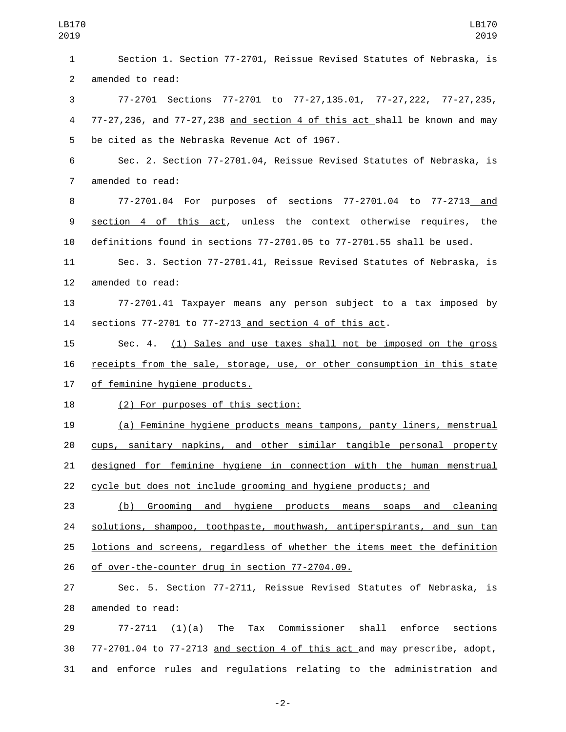Section 1. Section 77-2701, Reissue Revised Statutes of Nebraska, is amended to read:

77-2701 Sections 77-2701 to 77-27,135.01, 77-27,222, 77-27,235, 77-27,236, and 77-27,238 and section 4 of this act shall be known and may be cited as the Nebraska Revenue Act of 1967.

Sec. 2. Section 77-2701.04, Reissue Revised Statutes of Nebraska, is amended to read:

77-2701.04 For purposes of sections 77-2701.04 to 77-2713 and section 4 of this act, unless the context otherwise requires, the definitions found in sections 77-2701.05 to 77-2701.55 shall be used.

Sec. 3. Section 77-2701.41, Reissue Revised Statutes of Nebraska, is amended to read:

77-2701.41 Taxpayer means any person subject to a tax imposed by sections 77-2701 to 77-2713 and section 4 of this act.

Sec. 4. (1) Sales and use taxes shall not be imposed on the gross receipts from the sale, storage, use, or other consumption in this state of feminine hygiene products.

(2) For purposes of this section:

(a) Feminine hygiene products means tampons, panty liners, menstrual cups, sanitary napkins, and other similar tangible personal property designed for feminine hygiene in connection with the human menstrual cycle but does not include grooming and hygiene products; and

(b) Grooming and hygiene products means soaps and cleaning solutions, shampoo, toothpaste, mouthwash, antiperspirants, and sun tan lotions and screens, regardless of whether the items meet the definition of over-the-counter drug in section 77-2704.09.

Sec. 5. Section 77-2711, Reissue Revised Statutes of Nebraska, is amended to read:

77-2711 (1)(a) The Tax Commissioner shall enforce sections 77-2701.04 to 77-2713 and section 4 of this act and may prescribe, adopt, and enforce rules and regulations relating to the administration and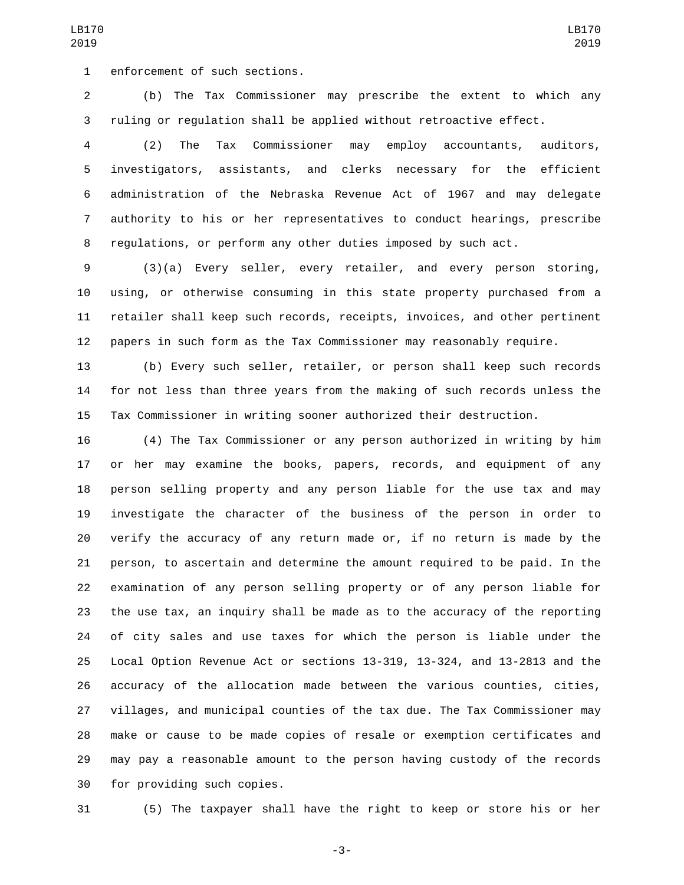enforcement of such sections.

(b) The Tax Commissioner may prescribe the extent to which any ruling or regulation shall be applied without retroactive effect.

(2) The Tax Commissioner may employ accountants, auditors, investigators, assistants, and clerks necessary for the efficient administration of the Nebraska Revenue Act of 1967 and may delegate authority to his or her representatives to conduct hearings, prescribe regulations, or perform any other duties imposed by such act.

(3)(a) Every seller, every retailer, and every person storing, using, or otherwise consuming in this state property purchased from a retailer shall keep such records, receipts, invoices, and other pertinent papers in such form as the Tax Commissioner may reasonably require.

(b) Every such seller, retailer, or person shall keep such records for not less than three years from the making of such records unless the Tax Commissioner in writing sooner authorized their destruction.

(4) The Tax Commissioner or any person authorized in writing by him or her may examine the books, papers, records, and equipment of any person selling property and any person liable for the use tax and may investigate the character of the business of the person in order to verify the accuracy of any return made or, if no return is made by the person, to ascertain and determine the amount required to be paid. In the examination of any person selling property or of any person liable for the use tax, an inquiry shall be made as to the accuracy of the reporting of city sales and use taxes for which the person is liable under the Local Option Revenue Act or sections 13-319, 13-324, and 13-2813 and the accuracy of the allocation made between the various counties, cities, villages, and municipal counties of the tax due. The Tax Commissioner may make or cause to be made copies of resale or exemption certificates and may pay a reasonable amount to the person having custody of the records for providing such copies.

(5) The taxpayer shall have the right to keep or store his or her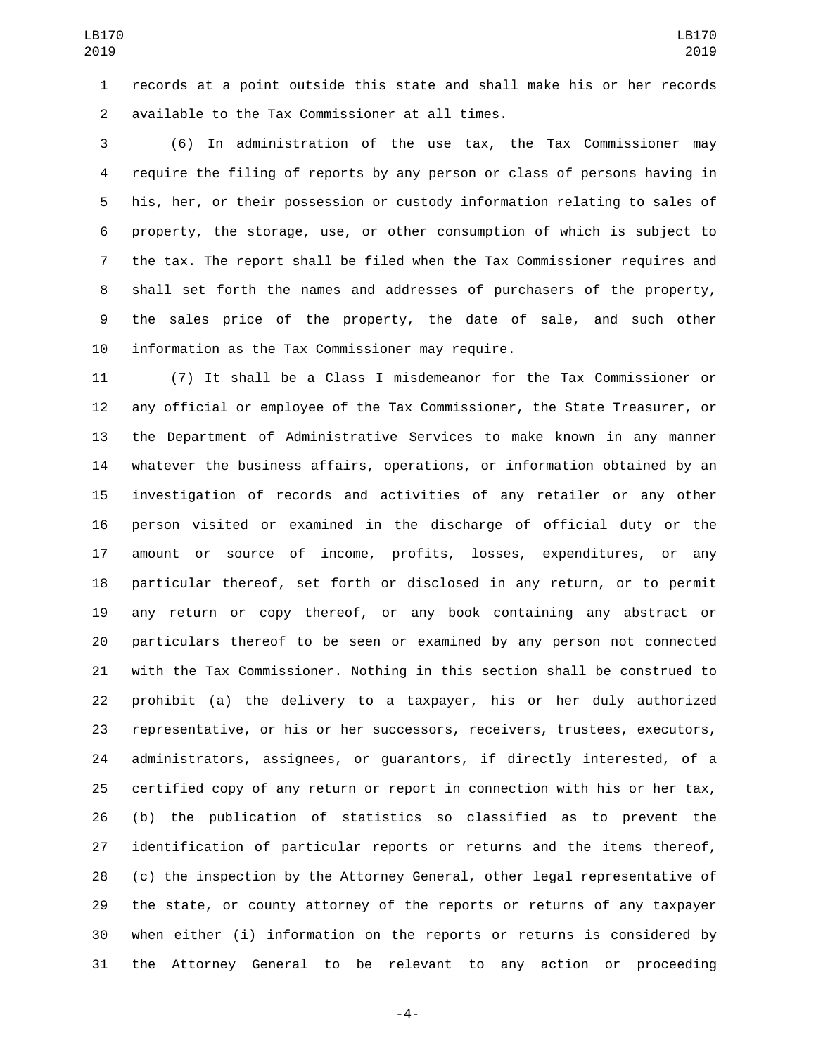records at a point outside this state and shall make his or her records available to the Tax Commissioner at all times.

(6) In administration of the use tax, the Tax Commissioner may require the filing of reports by any person or class of persons having in his, her, or their possession or custody information relating to sales of property, the storage, use, or other consumption of which is subject to the tax. The report shall be filed when the Tax Commissioner requires and shall set forth the names and addresses of purchasers of the property, the sales price of the property, the date of sale, and such other information as the Tax Commissioner may require.

(7) It shall be a Class I misdemeanor for the Tax Commissioner or any official or employee of the Tax Commissioner, the State Treasurer, or the Department of Administrative Services to make known in any manner whatever the business affairs, operations, or information obtained by an investigation of records and activities of any retailer or any other person visited or examined in the discharge of official duty or the amount or source of income, profits, losses, expenditures, or any particular thereof, set forth or disclosed in any return, or to permit any return or copy thereof, or any book containing any abstract or particulars thereof to be seen or examined by any person not connected with the Tax Commissioner. Nothing in this section shall be construed to prohibit (a) the delivery to a taxpayer, his or her duly authorized representative, or his or her successors, receivers, trustees, executors, administrators, assignees, or guarantors, if directly interested, of a certified copy of any return or report in connection with his or her tax, (b) the publication of statistics so classified as to prevent the identification of particular reports or returns and the items thereof, (c) the inspection by the Attorney General, other legal representative of the state, or county attorney of the reports or returns of any taxpayer when either (i) information on the reports or returns is considered by the Attorney General to be relevant to any action or proceeding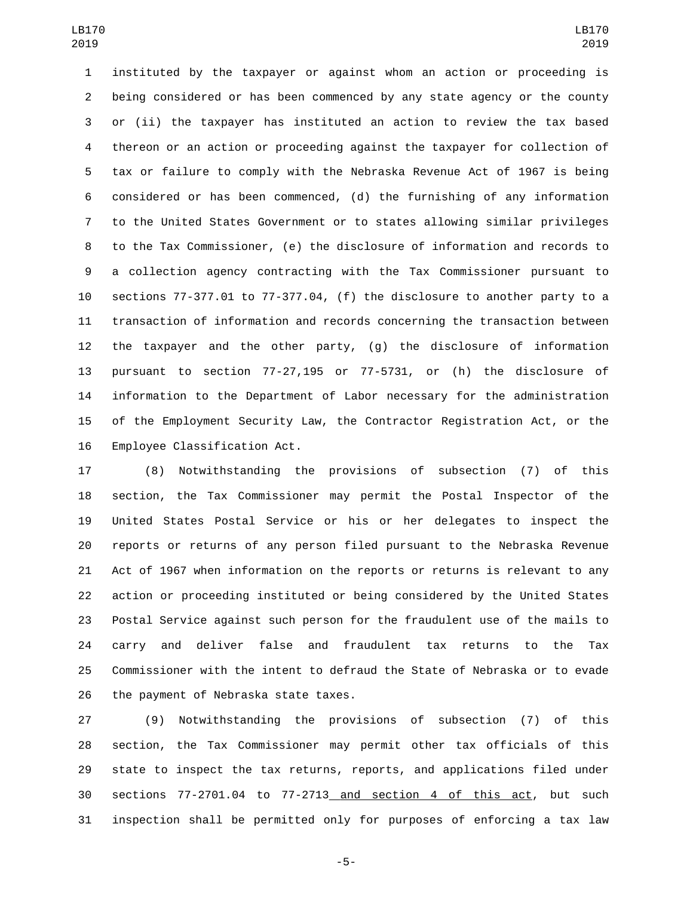instituted by the taxpayer or against whom an action or proceeding is being considered or has been commenced by any state agency or the county or (ii) the taxpayer has instituted an action to review the tax based thereon or an action or proceeding against the taxpayer for collection of tax or failure to comply with the Nebraska Revenue Act of 1967 is being considered or has been commenced, (d) the furnishing of any information to the United States Government or to states allowing similar privileges to the Tax Commissioner, (e) the disclosure of information and records to a collection agency contracting with the Tax Commissioner pursuant to sections 77-377.01 to 77-377.04, (f) the disclosure to another party to a transaction of information and records concerning the transaction between the taxpayer and the other party, (g) the disclosure of information pursuant to section 77-27,195 or 77-5731, or (h) the disclosure of information to the Department of Labor necessary for the administration of the Employment Security Law, the Contractor Registration Act, or the Employee Classification Act.

(8) Notwithstanding the provisions of subsection (7) of this section, the Tax Commissioner may permit the Postal Inspector of the United States Postal Service or his or her delegates to inspect the reports or returns of any person filed pursuant to the Nebraska Revenue Act of 1967 when information on the reports or returns is relevant to any action or proceeding instituted or being considered by the United States Postal Service against such person for the fraudulent use of the mails to carry and deliver false and fraudulent tax returns to the Tax Commissioner with the intent to defraud the State of Nebraska or to evade the payment of Nebraska state taxes.

(9) Notwithstanding the provisions of subsection (7) of this section, the Tax Commissioner may permit other tax officials of this state to inspect the tax returns, reports, and applications filed under sections 77-2701.04 to 77-2713 and section 4 of this act, but such inspection shall be permitted only for purposes of enforcing a tax law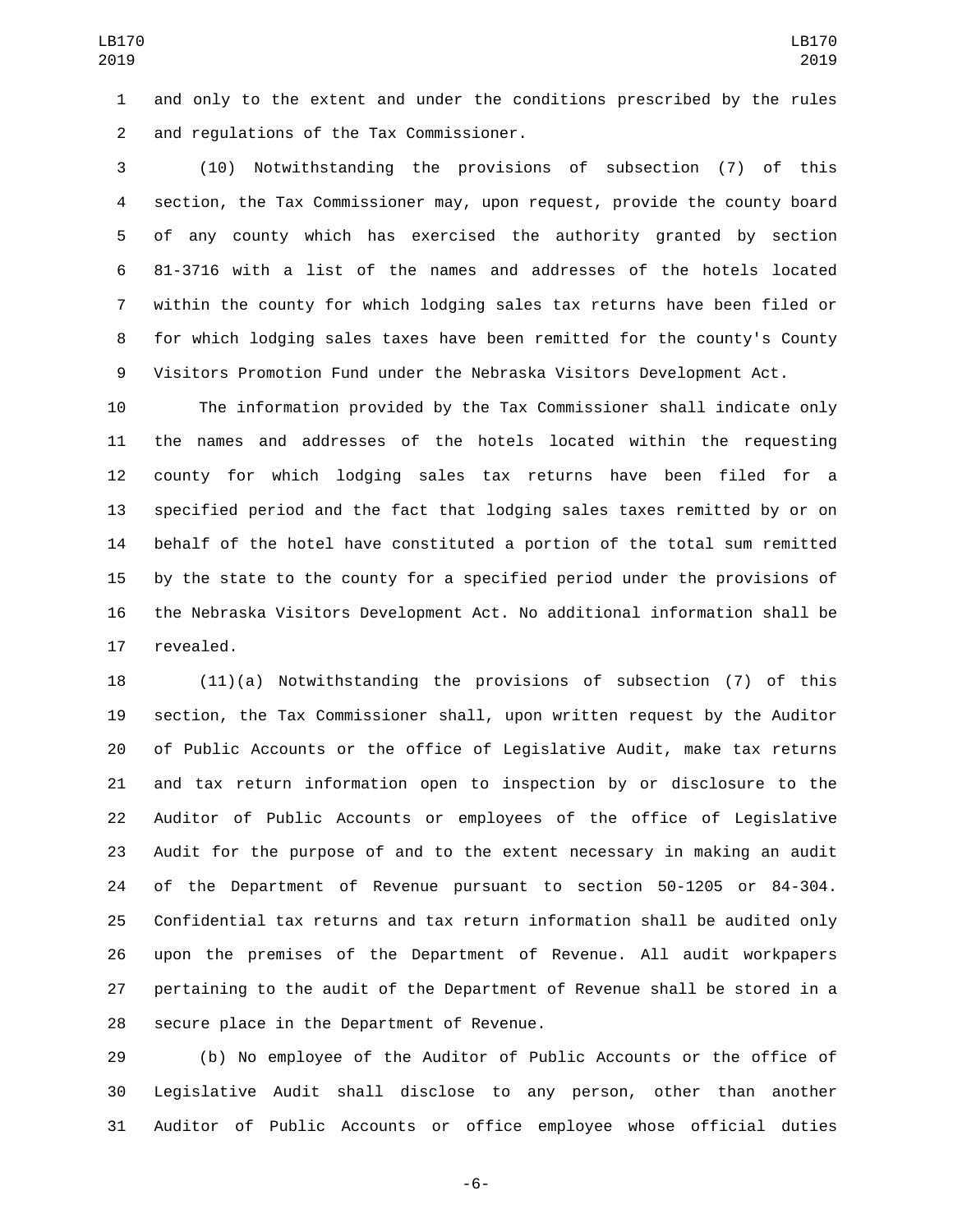and only to the extent and under the conditions prescribed by the rules and regulations of the Tax Commissioner.

(10) Notwithstanding the provisions of subsection (7) of this section, the Tax Commissioner may, upon request, provide the county board of any county which has exercised the authority granted by section 81-3716 with a list of the names and addresses of the hotels located within the county for which lodging sales tax returns have been filed or for which lodging sales taxes have been remitted for the county's County Visitors Promotion Fund under the Nebraska Visitors Development Act.

The information provided by the Tax Commissioner shall indicate only the names and addresses of the hotels located within the requesting county for which lodging sales tax returns have been filed for a specified period and the fact that lodging sales taxes remitted by or on behalf of the hotel have constituted a portion of the total sum remitted by the state to the county for a specified period under the provisions of the Nebraska Visitors Development Act. No additional information shall be revealed.

(11)(a) Notwithstanding the provisions of subsection (7) of this section, the Tax Commissioner shall, upon written request by the Auditor of Public Accounts or the office of Legislative Audit, make tax returns and tax return information open to inspection by or disclosure to the Auditor of Public Accounts or employees of the office of Legislative Audit for the purpose of and to the extent necessary in making an audit of the Department of Revenue pursuant to section 50-1205 or 84-304. Confidential tax returns and tax return information shall be audited only upon the premises of the Department of Revenue. All audit workpapers pertaining to the audit of the Department of Revenue shall be stored in a secure place in the Department of Revenue.

(b) No employee of the Auditor of Public Accounts or the office of Legislative Audit shall disclose to any person, other than another Auditor of Public Accounts or office employee whose official duties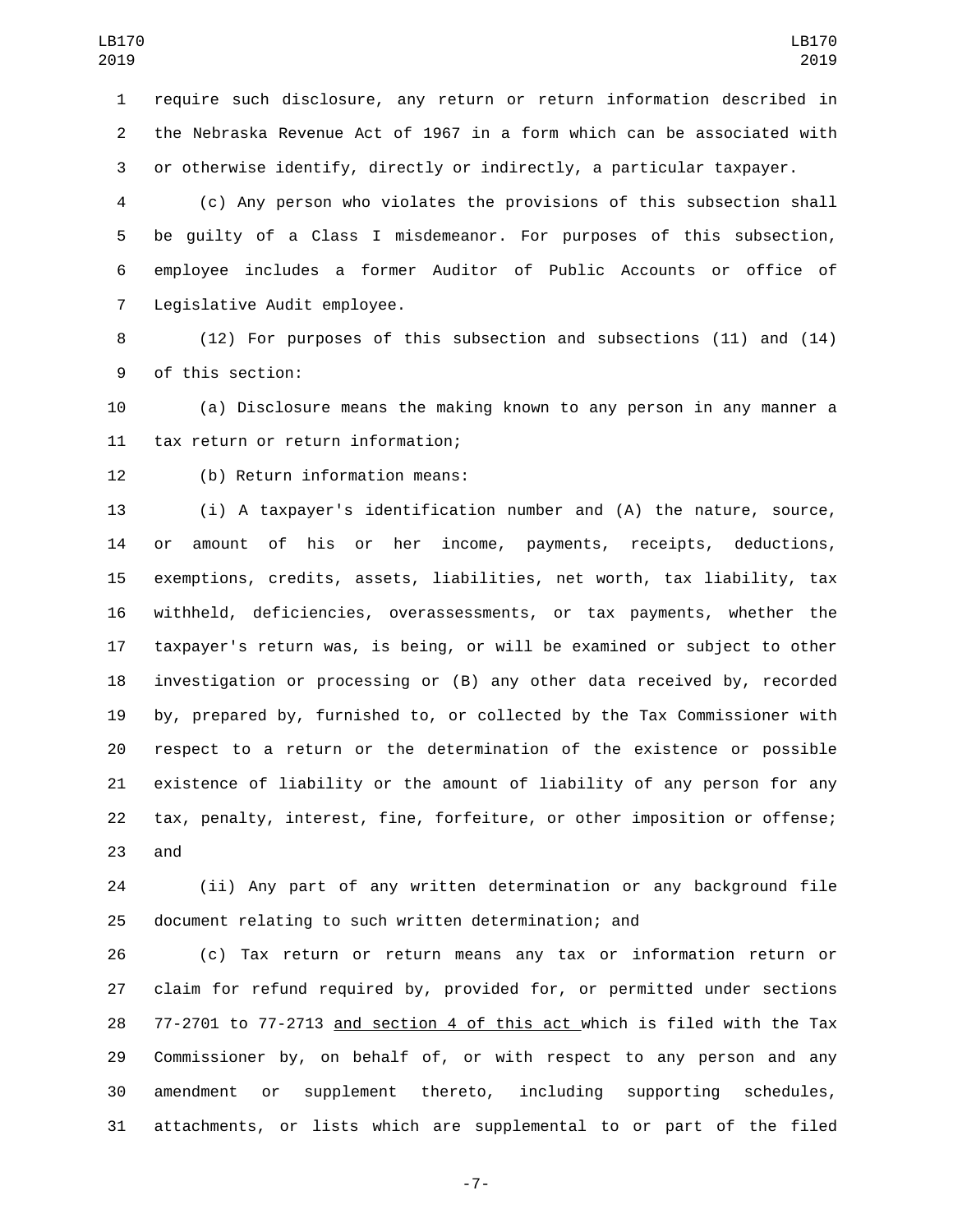require such disclosure, any return or return information described in the Nebraska Revenue Act of 1967 in a form which can be associated with or otherwise identify, directly or indirectly, a particular taxpayer.

(c) Any person who violates the provisions of this subsection shall be guilty of a Class I misdemeanor. For purposes of this subsection, employee includes a former Auditor of Public Accounts or office of Legislative Audit employee.

(12) For purposes of this subsection and subsections (11) and (14) of this section:

(a) Disclosure means the making known to any person in any manner a tax return or return information;

(b) Return information means:

(i) A taxpayer's identification number and (A) the nature, source, or amount of his or her income, payments, receipts, deductions, exemptions, credits, assets, liabilities, net worth, tax liability, tax withheld, deficiencies, overassessments, or tax payments, whether the taxpayer's return was, is being, or will be examined or subject to other investigation or processing or (B) any other data received by, recorded by, prepared by, furnished to, or collected by the Tax Commissioner with respect to a return or the determination of the existence or possible existence of liability or the amount of liability of any person for any tax, penalty, interest, fine, forfeiture, or other imposition or offense; and

(ii) Any part of any written determination or any background file document relating to such written determination; and

(c) Tax return or return means any tax or information return or claim for refund required by, provided for, or permitted under sections 77-2701 to 77-2713 <u>and section 4 of this act</u> which is filed with the Tax Commissioner by, on behalf of, or with respect to any person and any amendment or supplement thereto, including supporting schedules, attachments, or lists which are supplemental to or part of the filed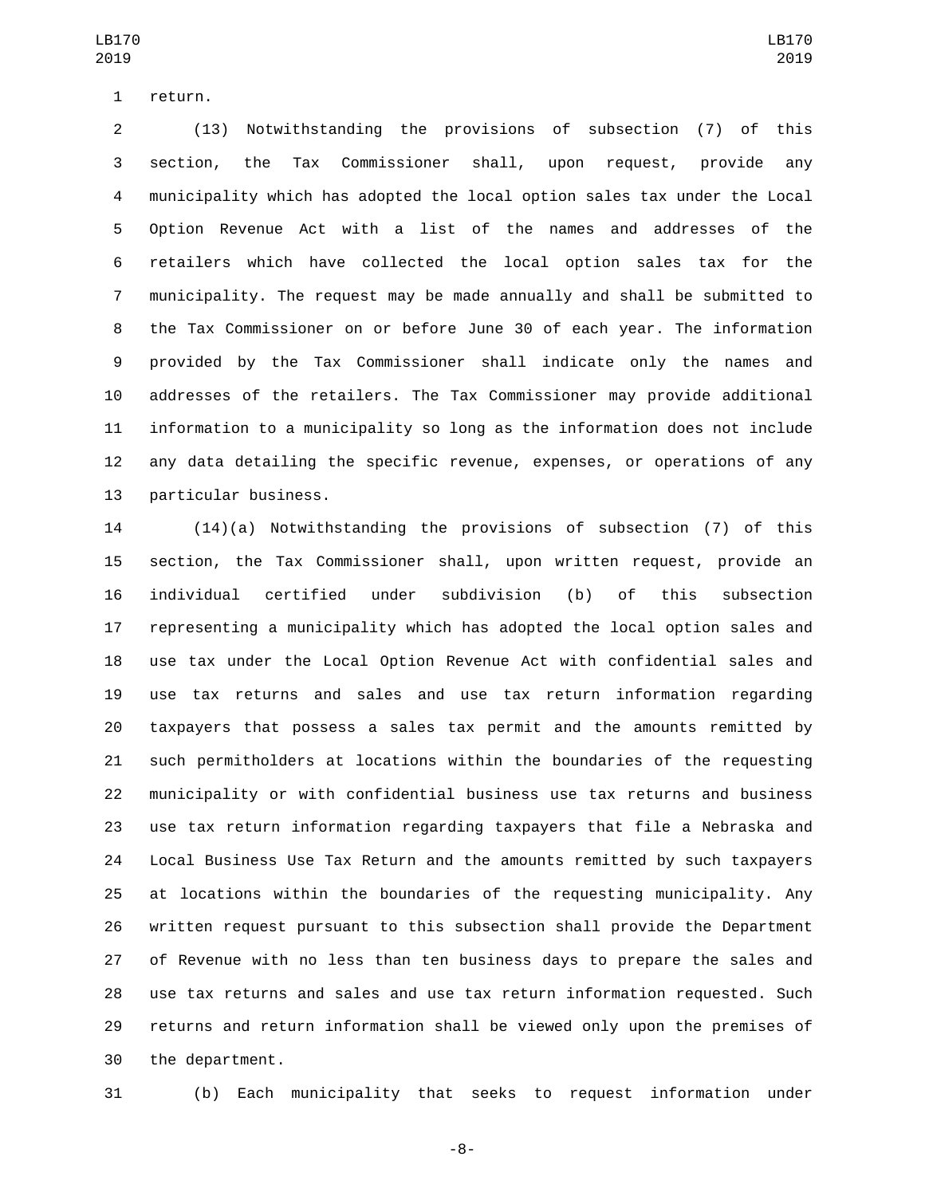return.

(13) Notwithstanding the provisions of subsection (7) of this section, the Tax Commissioner shall, upon request, provide any municipality which has adopted the local option sales tax under the Local Option Revenue Act with a list of the names and addresses of the retailers which have collected the local option sales tax for the municipality. The request may be made annually and shall be submitted to the Tax Commissioner on or before June 30 of each year. The information provided by the Tax Commissioner shall indicate only the names and addresses of the retailers. The Tax Commissioner may provide additional information to a municipality so long as the information does not include any data detailing the specific revenue, expenses, or operations of any particular business.

(14)(a) Notwithstanding the provisions of subsection (7) of this section, the Tax Commissioner shall, upon written request, provide an individual certified under subdivision (b) of this subsection representing a municipality which has adopted the local option sales and use tax under the Local Option Revenue Act with confidential sales and use tax returns and sales and use tax return information regarding taxpayers that possess a sales tax permit and the amounts remitted by such permitholders at locations within the boundaries of the requesting municipality or with confidential business use tax returns and business use tax return information regarding taxpayers that file a Nebraska and Local Business Use Tax Return and the amounts remitted by such taxpayers at locations within the boundaries of the requesting municipality. Any written request pursuant to this subsection shall provide the Department of Revenue with no less than ten business days to prepare the sales and use tax returns and sales and use tax return information requested. Such returns and return information shall be viewed only upon the premises of the department.

(b) Each municipality that seeks to request information under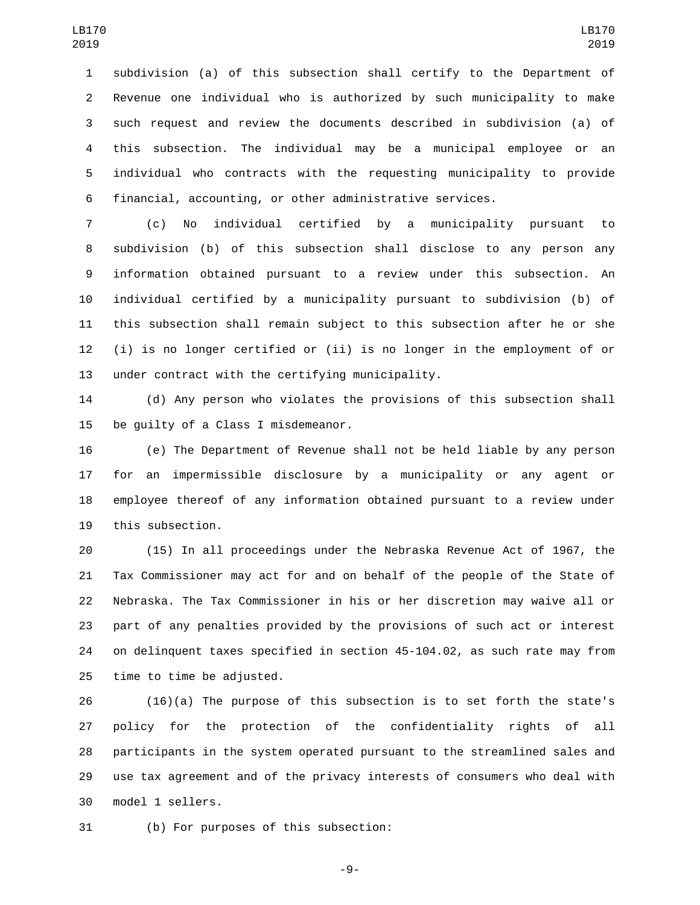subdivision (a) of this subsection shall certify to the Department of Revenue one individual who is authorized by such municipality to make such request and review the documents described in subdivision (a) of this subsection. The individual may be a municipal employee or an individual who contracts with the requesting municipality to provide financial, accounting, or other administrative services.

(c) No individual certified by a municipality pursuant to subdivision (b) of this subsection shall disclose to any person any information obtained pursuant to a review under this subsection. An individual certified by a municipality pursuant to subdivision (b) of this subsection shall remain subject to this subsection after he or she (i) is no longer certified or (ii) is no longer in the employment of or under contract with the certifying municipality.

(d) Any person who violates the provisions of this subsection shall be guilty of a Class I misdemeanor.

(e) The Department of Revenue shall not be held liable by any person for an impermissible disclosure by a municipality or any agent or employee thereof of any information obtained pursuant to a review under this subsection.

(15) In all proceedings under the Nebraska Revenue Act of 1967, the Tax Commissioner may act for and on behalf of the people of the State of Nebraska. The Tax Commissioner in his or her discretion may waive all or part of any penalties provided by the provisions of such act or interest on delinquent taxes specified in section 45-104.02, as such rate may from time to time be adjusted.

(16)(a) The purpose of this subsection is to set forth the state's policy for the protection of the confidentiality rights of all participants in the system operated pursuant to the streamlined sales and use tax agreement and of the privacy interests of consumers who deal with model 1 sellers.

(b) For purposes of this subsection: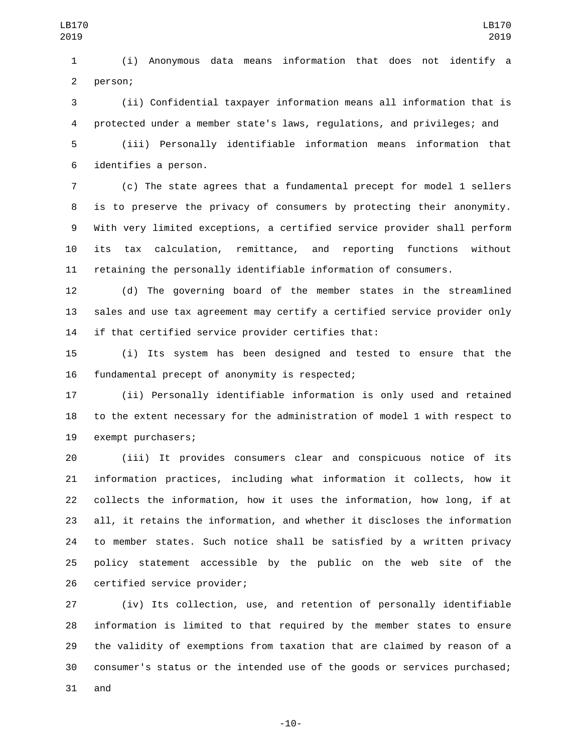(i) Anonymous data means information that does not identify a person;

(ii) Confidential taxpayer information means all information that is protected under a member state's laws, regulations, and privileges; and

(iii) Personally identifiable information means information that identifies a person.

(c) The state agrees that a fundamental precept for model 1 sellers is to preserve the privacy of consumers by protecting their anonymity. With very limited exceptions, a certified service provider shall perform its tax calculation, remittance, and reporting functions without retaining the personally identifiable information of consumers.

(d) The governing board of the member states in the streamlined sales and use tax agreement may certify a certified service provider only if that certified service provider certifies that:

(i) Its system has been designed and tested to ensure that the fundamental precept of anonymity is respected;

(ii) Personally identifiable information is only used and retained to the extent necessary for the administration of model 1 with respect to exempt purchasers;

(iii) It provides consumers clear and conspicuous notice of its information practices, including what information it collects, how it collects the information, how it uses the information, how long, if at all, it retains the information, and whether it discloses the information to member states. Such notice shall be satisfied by a written privacy policy statement accessible by the public on the web site of the certified service provider;

(iv) Its collection, use, and retention of personally identifiable information is limited to that required by the member states to ensure the validity of exemptions from taxation that are claimed by reason of a consumer's status or the intended use of the goods or services purchased; and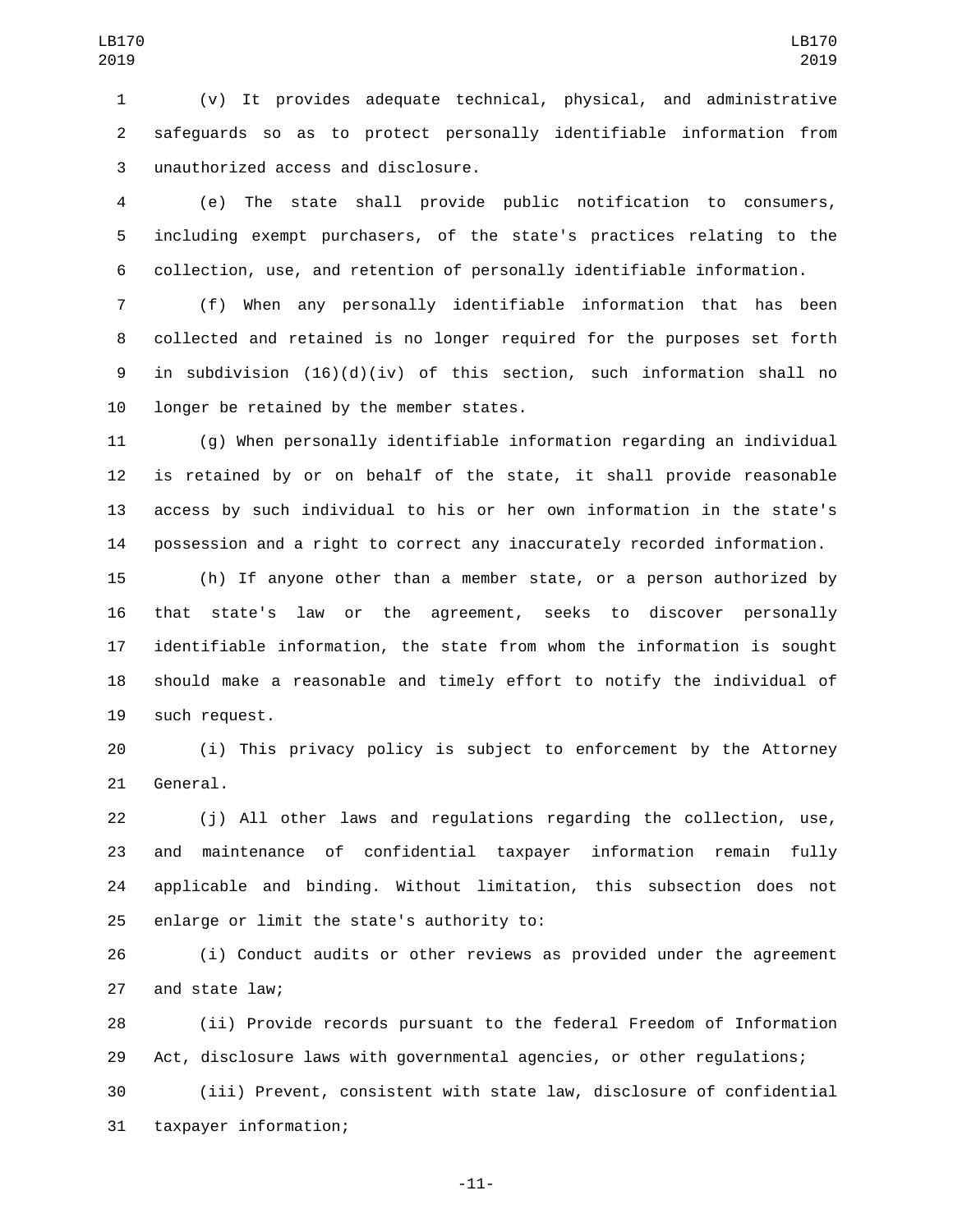(v) It provides adequate technical, physical, and administrative safeguards so as to protect personally identifiable information from unauthorized access and disclosure.

(e) The state shall provide public notification to consumers, including exempt purchasers, of the state's practices relating to the collection, use, and retention of personally identifiable information.

(f) When any personally identifiable information that has been collected and retained is no longer required for the purposes set forth in subdivision (16)(d)(iv) of this section, such information shall no longer be retained by the member states.

(g) When personally identifiable information regarding an individual is retained by or on behalf of the state, it shall provide reasonable access by such individual to his or her own information in the state's possession and a right to correct any inaccurately recorded information.

(h) If anyone other than a member state, or a person authorized by that state's law or the agreement, seeks to discover personally identifiable information, the state from whom the information is sought should make a reasonable and timely effort to notify the individual of such request.

(i) This privacy policy is subject to enforcement by the Attorney General.

(j) All other laws and regulations regarding the collection, use, and maintenance of confidential taxpayer information remain fully applicable and binding. Without limitation, this subsection does not enlarge or limit the state's authority to:

(i) Conduct audits or other reviews as provided under the agreement and state law;

(ii) Provide records pursuant to the federal Freedom of Information Act, disclosure laws with governmental agencies, or other regulations;

(iii) Prevent, consistent with state law, disclosure of confidential taxpayer information;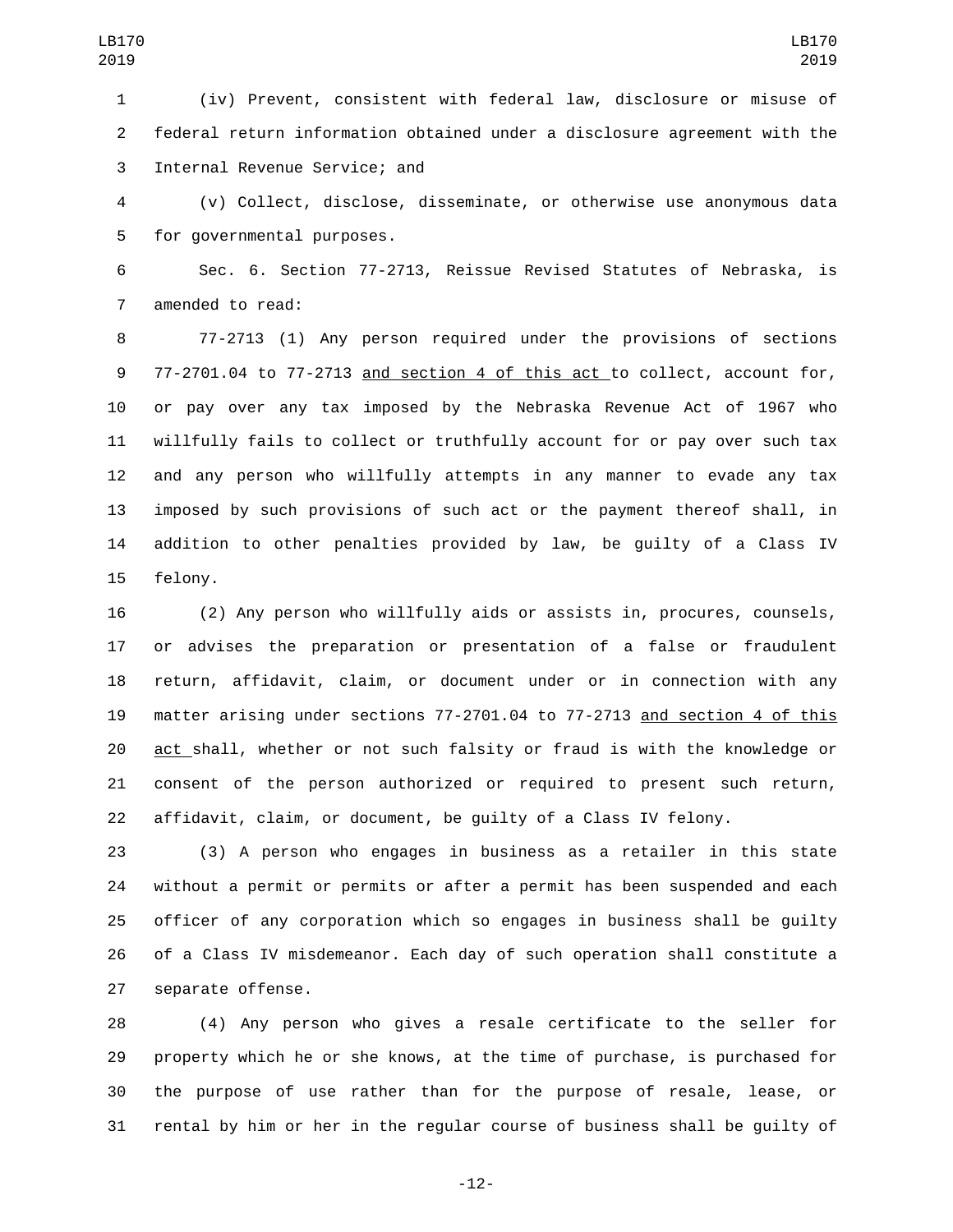(iv) Prevent, consistent with federal law, disclosure or misuse of federal return information obtained under a disclosure agreement with the Internal Revenue Service; and

(v) Collect, disclose, disseminate, or otherwise use anonymous data for governmental purposes.

Sec. 6. Section 77-2713, Reissue Revised Statutes of Nebraska, is amended to read:

77-2713 (1) Any person required under the provisions of sections 77-2701.04 to 77-2713 and section 4 of this act to collect, account for, or pay over any tax imposed by the Nebraska Revenue Act of 1967 who willfully fails to collect or truthfully account for or pay over such tax and any person who willfully attempts in any manner to evade any tax imposed by such provisions of such act or the payment thereof shall, in addition to other penalties provided by law, be guilty of a Class IV felony.

(2) Any person who willfully aids or assists in, procures, counsels, or advises the preparation or presentation of a false or fraudulent return, affidavit, claim, or document under or in connection with any matter arising under sections 77-2701.04 to 77-2713 and section 4 of this act shall, whether or not such falsity or fraud is with the knowledge or consent of the person authorized or required to present such return, affidavit, claim, or document, be guilty of a Class IV felony.

(3) A person who engages in business as a retailer in this state without a permit or permits or after a permit has been suspended and each officer of any corporation which so engages in business shall be guilty of a Class IV misdemeanor. Each day of such operation shall constitute a separate offense.

(4) Any person who gives a resale certificate to the seller for property which he or she knows, at the time of purchase, is purchased for the purpose of use rather than for the purpose of resale, lease, or rental by him or her in the regular course of business shall be guilty of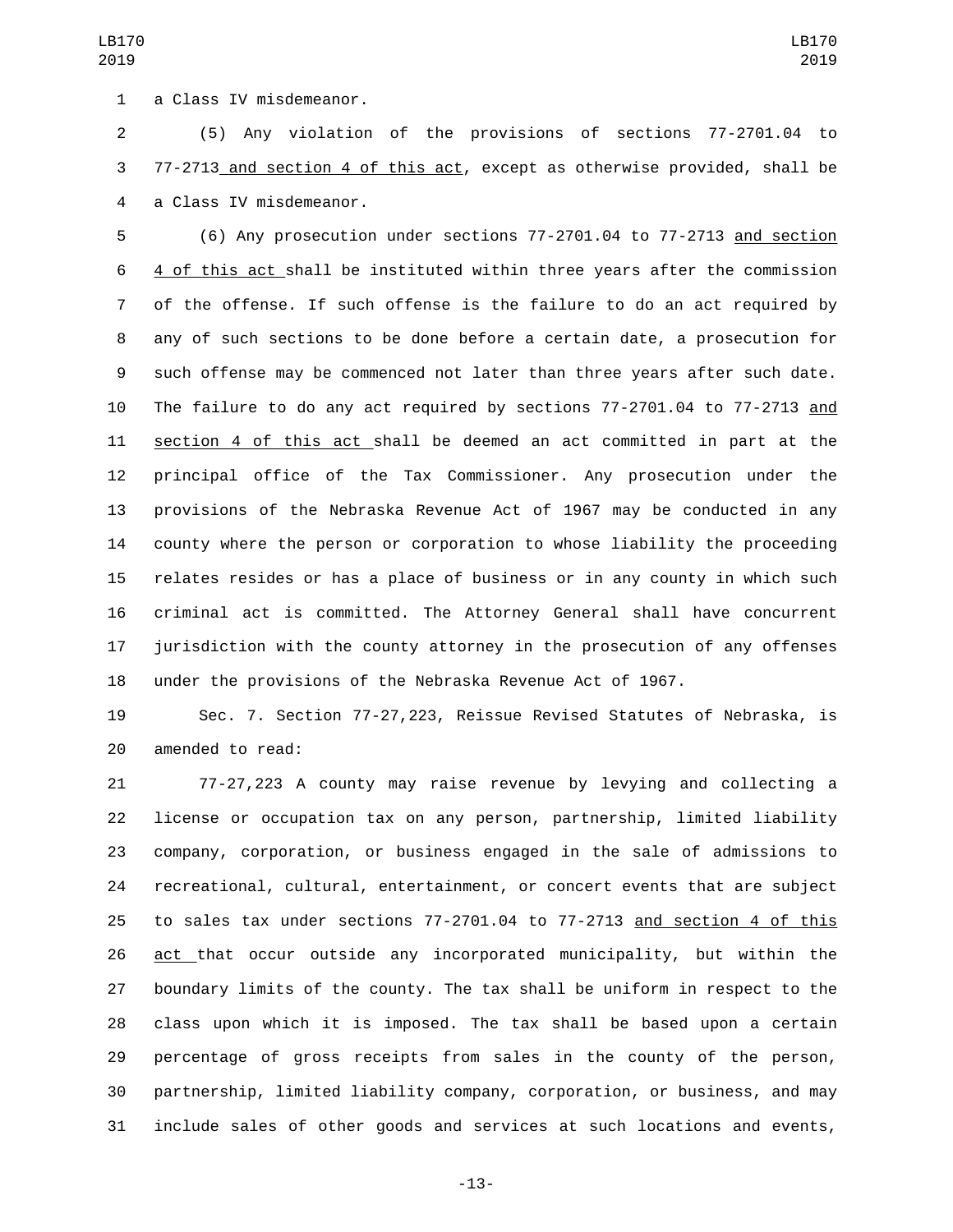a Class IV misdemeanor.

(5) Any violation of the provisions of sections 77-2701.04 to 77-2713 and section 4 of this act, except as otherwise provided, shall be a Class IV misdemeanor.

(6) Any prosecution under sections 77-2701.04 to 77-2713 and section 4 of this act shall be instituted within three years after the commission of the offense. If such offense is the failure to do an act required by any of such sections to be done before a certain date, a prosecution for such offense may be commenced not later than three years after such date. The failure to do any act required by sections 77-2701.04 to 77-2713 and section 4 of this act shall be deemed an act committed in part at the principal office of the Tax Commissioner. Any prosecution under the provisions of the Nebraska Revenue Act of 1967 may be conducted in any county where the person or corporation to whose liability the proceeding relates resides or has a place of business or in any county in which such criminal act is committed. The Attorney General shall have concurrent jurisdiction with the county attorney in the prosecution of any offenses under the provisions of the Nebraska Revenue Act of 1967.

Sec. 7. Section 77-27,223, Reissue Revised Statutes of Nebraska, is amended to read:

77-27,223 A county may raise revenue by levying and collecting a license or occupation tax on any person, partnership, limited liability company, corporation, or business engaged in the sale of admissions to recreational, cultural, entertainment, or concert events that are subject to sales tax under sections 77-2701.04 to 77-2713 and section 4 of this act that occur outside any incorporated municipality, but within the boundary limits of the county. The tax shall be uniform in respect to the class upon which it is imposed. The tax shall be based upon a certain percentage of gross receipts from sales in the county of the person, partnership, limited liability company, corporation, or business, and may include sales of other goods and services at such locations and events,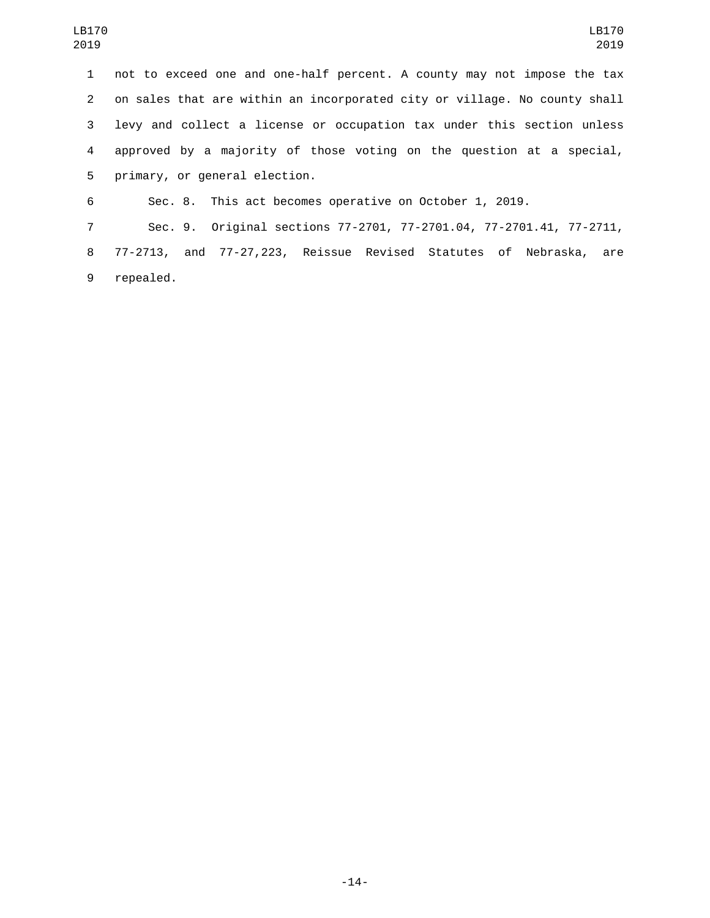not to exceed one and one-half percent. A county may not impose the tax on sales that are within an incorporated city or village. No county shall levy and collect a license or occupation tax under this section unless approved by a majority of those voting on the question at a special, primary, or general election.

Sec. 8. This act becomes operative on October 1, 2019.

Sec. 9. Original sections 77-2701, 77-2701.04, 77-2701.41, 77-2711, 77-2713, and 77-27,223, Reissue Revised Statutes of Nebraska, are repealed.